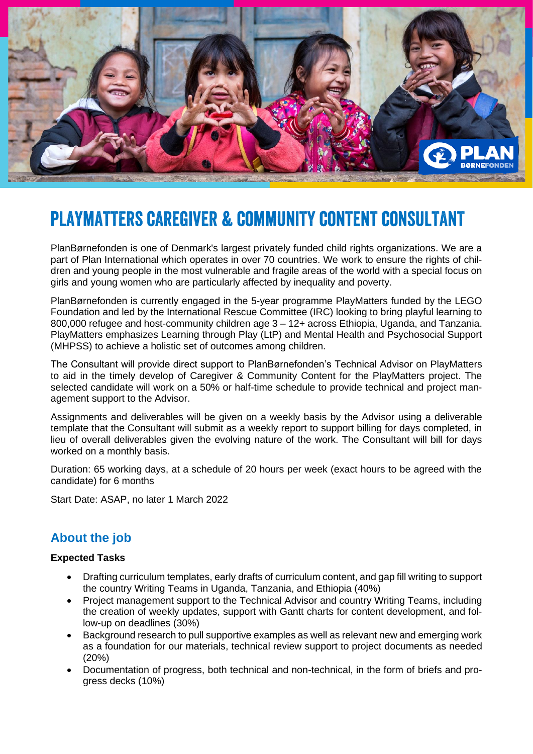# PLAYMATTERS CAREGIVER & COMMUNITY CONTENT CONSULTANT

PlanBørnefonden is one of Denmark's largest privately funded child rights organizations. We are a part of Plan International which operates in over 70 countries. We work to ensure the rights of children and young people in the most vulnerable and fragile areas of the world with a special focus on girls and young women who are particularly affected by inequality and poverty.

PlanBørnefonden is currently engaged in the 5-year programme PlayMatters funded by the LEGO Foundation and led by the International Rescue Committee (IRC) looking to bring playful learning to 800,000 refugee and host-community children age 3 – 12+ across Ethiopia, Uganda, and Tanzania. PlayMatters emphasizes Learning through Play (LtP) and Mental Health and Psychosocial Support (MHPSS) to achieve a holistic set of outcomes among children.

The Consultant will provide direct support to PlanBørnefonden's Technical Advisor on PlayMatters to aid in the timely develop of Caregiver & Community Content for the PlayMatters project. The selected candidate will work on a 50% or half-time schedule to provide technical and project management support to the Advisor.

Assignments and deliverables will be given on a weekly basis by the Advisor using a deliverable template that the Consultant will submit as a weekly report to support billing for days completed, in lieu of overall deliverables given the evolving nature of the work. The Consultant will bill for days worked on a monthly basis.

Duration: 65 working days, at a schedule of 20 hours per week (exact hours to be agreed with the candidate) for 6 months

Start Date: ASAP, no later 1 March 2022

## About the job

**Expected Tasks**

- Drafting curriculum templates, early drafts of curriculum content, and gap fill writing to support the country Writing Teams in Uganda, Tanzania, and Ethiopia (40%)
- Project management support to the Technical Advisor and country Writing Teams, including the creation of weekly updates, support with Gantt charts for content development, and follow-up on deadlines (30%)
- Background research to pull supportive examples as well as relevant new and emerging work as a foundation for our materials, technical review support to project documents as needed (20%)
- Documentation of progress, both technical and non-technical, in the form of briefs and progress decks (10%)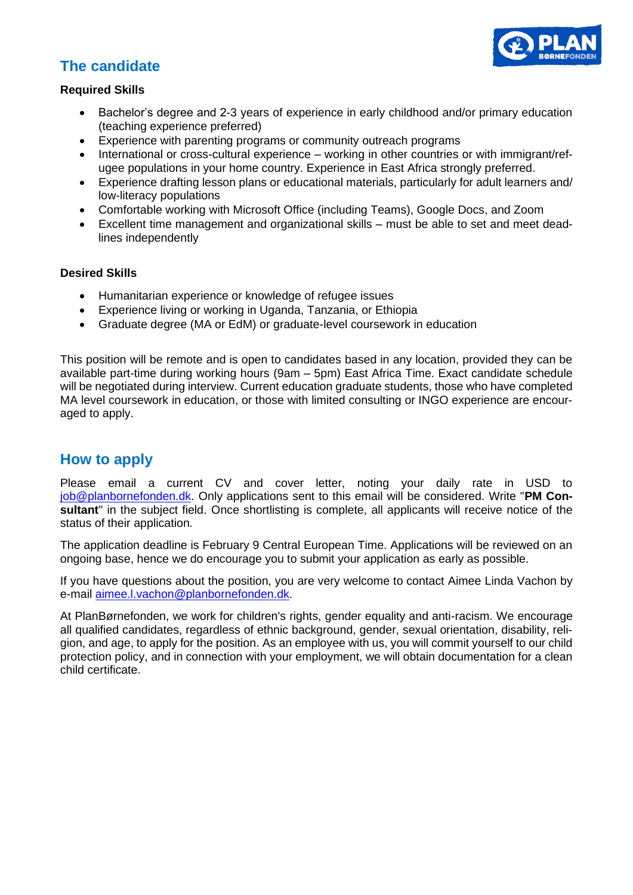## The candidate

**Required Skills**

- Bachelor's degree and 2-3 years of experience in early childhood and/or primary education (teaching experience preferred)
- Experience with parenting programs or community outreach programs
- International or cross-cultural experience – working in other countries or with immigrant/refugee populations in your home country. Experience in East Africa strongly preferred.
- Experience drafting lesson plans or educational materials, particularly for adult learners and/low-literacy populations
- Comfortable working with Microsoft Office (including Teams), Google Docs, and Zoom
- Excellent time management and organizational skills – must be able to set and meet deadlines independently

**Desired Skills**

- Humanitarian experience or knowledge of refugee issues
- Experience living or working in Uganda, Tanzania, or Ethiopia
- Graduate degree (MA or EdM) or graduate-level coursework in education

This position will be remote and is open to candidates based in any location, provided they can be available part-time during working hours (9am – 5pm) East Africa Time. Exact candidate schedule will be negotiated during interview. Current education graduate students, those who have completed MA level coursework in education, or those with limited consulting or INGO experience are encouraged to apply.

## How to apply

Please email a current CV and cover letter, noting your daily rate in USD to job@planbornefonden.dk. Only applications sent to this email will be considered. Write "**PM Consultant**" in the subject field. Once shortlisting is complete, all applicants will receive notice of the status of their application.

The application deadline is February 9 Central European Time. Applications will be reviewed on an ongoing base, hence we do encourage you to submit your application as early as possible.

If you have questions about the position, you are very welcome to contact Aimee Linda Vachon by e-mail aimee.l.vachon@planbornefonden.dk.

At PlanBørnefonden, we work for children's rights, gender equality and anti-racism. We encourage all qualified candidates, regardless of ethnic background, gender, sexual orientation, disability, religion, and age, to apply for the position. As an employee with us, you will commit yourself to our child protection policy, and in connection with your employment, we will obtain documentation for a clean child certificate.